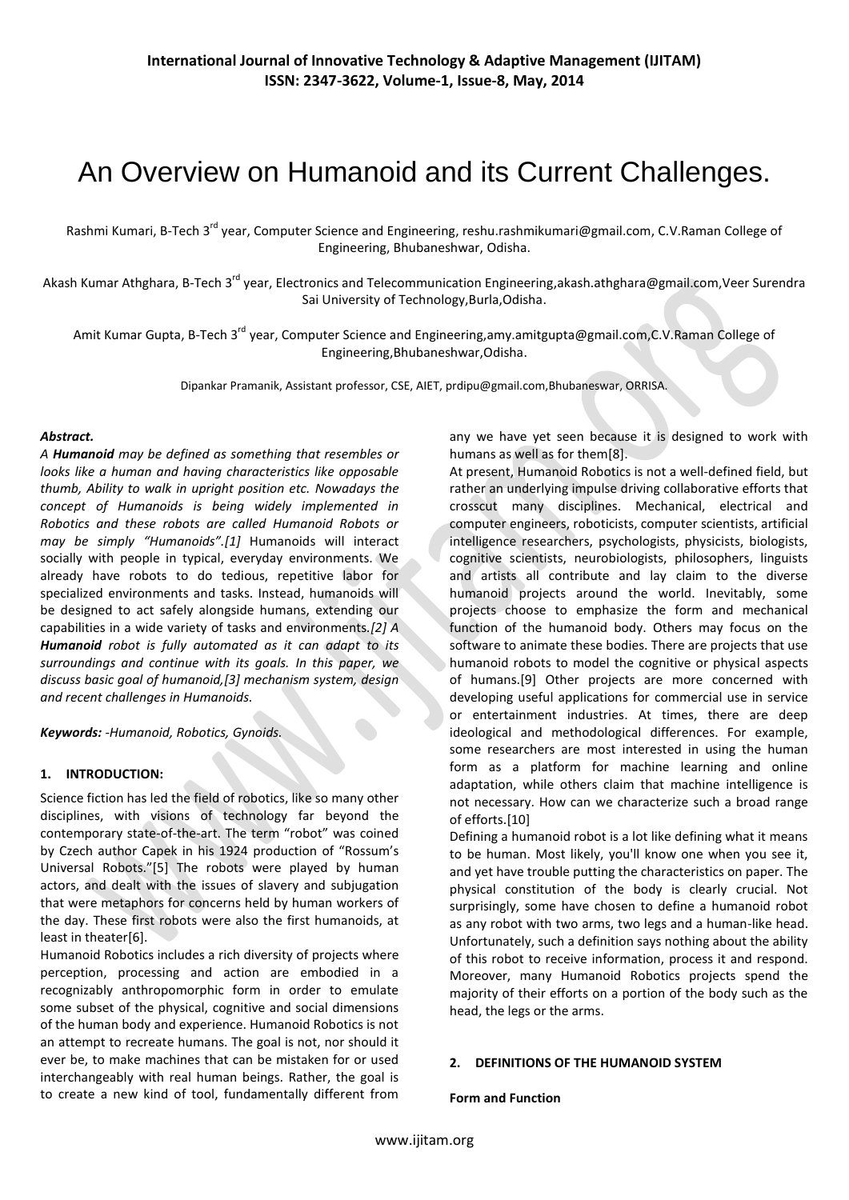# An Overview on Humanoid and its Current Challenges.

Rashmi Kumari, B-Tech 3rd year, Computer Science and Engineering, reshu.rashmikumari@gmail.com, C.V.Raman College of Engineering, Bhubaneshwar, Odisha.

Akash Kumar Athghara, B-Tech 3rd year, Electronics and Telecommunication Engineering,akash.athghara@gmail.com,Veer Surendra Sai University of Technology,Burla,Odisha.

Amit Kumar Gupta, B-Tech 3rd year, Computer Science and Engineering,amy.amitgupta@gmail.com,C.V.Raman College of Engineering,Bhubaneshwar,Odisha.

Dipankar Pramanik, Assistant professor, CSE, AIET, prdipu@gmail.com,Bhubaneswar, ORRISA.

***Abstract.***

*A **Humanoid** may be defined as something that resembles or looks like a human and having characteristics like opposable thumb, Ability to walk in upright position etc. Nowadays the concept of Humanoids is being widely implemented in Robotics and these robots are called Humanoid Robots or may be simply "Humanoids".[1]* Humanoids will interact socially with people in typical, everyday environments. We already have robots to do tedious, repetitive labor for specialized environments and tasks. Instead, humanoids will be designed to act safely alongside humans, extending our capabilities in a wide variety of tasks and environments.*[2] A **Humanoid** robot is fully automated as it can adapt to its surroundings and continue with its goals. In this paper, we discuss basic goal of humanoid,[3] mechanism system, design and recent challenges in Humanoids.*

***Keywords:*** *-Humanoid, Robotics, Gynoids.*

## 1. INTRODUCTION:

Science fiction has led the field of robotics, like so many other disciplines, with visions of technology far beyond the contemporary state-of-the-art. The term "robot" was coined by Czech author Capek in his 1924 production of "Rossum's Universal Robots."[5] The robots were played by human actors, and dealt with the issues of slavery and subjugation that were metaphors for concerns held by human workers of the day. These first robots were also the first humanoids, at least in theater[6].

Humanoid Robotics includes a rich diversity of projects where perception, processing and action are embodied in a recognizably anthropomorphic form in order to emulate some subset of the physical, cognitive and social dimensions of the human body and experience. Humanoid Robotics is not an attempt to recreate humans. The goal is not, nor should it ever be, to make machines that can be mistaken for or used interchangeably with real human beings. Rather, the goal is to create a new kind of tool, fundamentally different from any we have yet seen because it is designed to work with humans as well as for them[8].

At present, Humanoid Robotics is not a well-defined field, but rather an underlying impulse driving collaborative efforts that crosscut many disciplines. Mechanical, electrical and computer engineers, roboticists, computer scientists, artificial intelligence researchers, psychologists, physicists, biologists, cognitive scientists, neurobiologists, philosophers, linguists and artists all contribute and lay claim to the diverse humanoid projects around the world. Inevitably, some projects choose to emphasize the form and mechanical function of the humanoid body. Others may focus on the software to animate these bodies. There are projects that use humanoid robots to model the cognitive or physical aspects of humans.[9] Other projects are more concerned with developing useful applications for commercial use in service or entertainment industries. At times, there are deep ideological and methodological differences. For example, some researchers are most interested in using the human form as a platform for machine learning and online adaptation, while others claim that machine intelligence is not necessary. How can we characterize such a broad range of efforts.[10]

Defining a humanoid robot is a lot like defining what it means to be human. Most likely, you'll know one when you see it, and yet have trouble putting the characteristics on paper. The physical constitution of the body is clearly crucial. Not surprisingly, some have chosen to define a humanoid robot as any robot with two arms, two legs and a human-like head. Unfortunately, such a definition says nothing about the ability of this robot to receive information, process it and respond. Moreover, many Humanoid Robotics projects spend the majority of their efforts on a portion of the body such as the head, the legs or the arms.

## 2. DEFINITIONS OF THE HUMANOID SYSTEM

**Form and Function**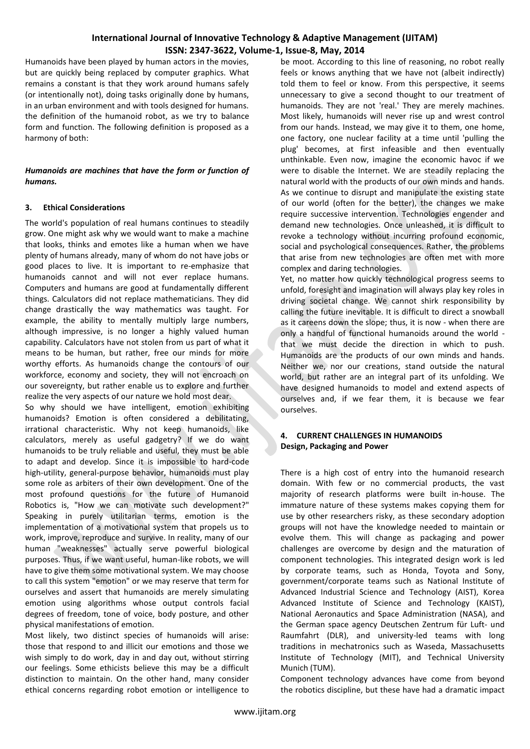Humanoids have been played by human actors in the movies, but are quickly being replaced by computer graphics. What remains a constant is that they work around humans safely (or intentionally not), doing tasks originally done by humans, in an urban environment and with tools designed for humans. the definition of the humanoid robot, as we try to balance form and function. The following definition is proposed as a harmony of both:

***Humanoids are machines that have the form or function of humans.***

## 3. Ethical Considerations

The world's population of real humans continues to steadily grow. One might ask why we would want to make a machine that looks, thinks and emotes like a human when we have plenty of humans already, many of whom do not have jobs or good places to live. It is important to re-emphasize that humanoids cannot and will not ever replace humans. Computers and humans are good at fundamentally different things. Calculators did not replace mathematicians. They did change drastically the way mathematics was taught. For example, the ability to mentally multiply large numbers, although impressive, is no longer a highly valued human capability. Calculators have not stolen from us part of what it means to be human, but rather, free our minds for more worthy efforts. As humanoids change the contours of our workforce, economy and society, they will not encroach on our sovereignty, but rather enable us to explore and further realize the very aspects of our nature we hold most dear.

So why should we have intelligent, emotion exhibiting humanoids? Emotion is often considered a debilitating, irrational characteristic. Why not keep humanoids, like calculators, merely as useful gadgetry? If we do want humanoids to be truly reliable and useful, they must be able to adapt and develop. Since it is impossible to hard-code high-utility, general-purpose behavior, humanoids must play some role as arbiters of their own development. One of the most profound questions for the future of Humanoid Robotics is, "How we can motivate such development?" Speaking in purely utilitarian terms, emotion is the implementation of a motivational system that propels us to work, improve, reproduce and survive. In reality, many of our human "weaknesses" actually serve powerful biological purposes. Thus, if we want useful, human-like robots, we will have to give them some motivational system. We may choose to call this system "emotion" or we may reserve that term for ourselves and assert that humanoids are merely simulating emotion using algorithms whose output controls facial degrees of freedom, tone of voice, body posture, and other physical manifestations of emotion.

Most likely, two distinct species of humanoids will arise: those that respond to and illicit our emotions and those we wish simply to do work, day in and day out, without stirring our feelings. Some ethicists believe this may be a difficult distinction to maintain. On the other hand, many consider ethical concerns regarding robot emotion or intelligence to be moot. According to this line of reasoning, no robot really feels or knows anything that we have not (albeit indirectly) told them to feel or know. From this perspective, it seems unnecessary to give a second thought to our treatment of humanoids. They are not 'real.' They are merely machines. Most likely, humanoids will never rise up and wrest control from our hands. Instead, we may give it to them, one home, one factory, one nuclear facility at a time until 'pulling the plug' becomes, at first infeasible and then eventually unthinkable. Even now, imagine the economic havoc if we were to disable the Internet. We are steadily replacing the natural world with the products of our own minds and hands. As we continue to disrupt and manipulate the existing state of our world (often for the better), the changes we make require successive intervention. Technologies engender and demand new technologies. Once unleashed, it is difficult to revoke a technology without incurring profound economic, social and psychological consequences. Rather, the problems that arise from new technologies are often met with more complex and daring technologies.

Yet, no matter how quickly technological progress seems to unfold, foresight and imagination will always play key roles in driving societal change. We cannot shirk responsibility by calling the future inevitable. It is difficult to direct a snowball as it careens down the slope; thus, it is now - when there are only a handful of functional humanoids around the world - that we must decide the direction in which to push. Humanoids are the products of our own minds and hands. Neither we, nor our creations, stand outside the natural world, but rather are an integral part of its unfolding. We have designed humanoids to model and extend aspects of ourselves and, if we fear them, it is because we fear ourselves.

## 4. CURRENT CHALLENGES IN HUMANOIDS

### Design, Packaging and Power

There is a high cost of entry into the humanoid research domain. With few or no commercial products, the vast majority of research platforms were built in-house. The immature nature of these systems makes copying them for use by other researchers risky, as these secondary adoption groups will not have the knowledge needed to maintain or evolve them. This will change as packaging and power challenges are overcome by design and the maturation of component technologies. This integrated design work is led by corporate teams, such as Honda, Toyota and Sony, government/corporate teams such as National Institute of Advanced Industrial Science and Technology (AIST), Korea Advanced Institute of Science and Technology (KAIST), National Aeronautics and Space Administration (NASA), and the German space agency Deutschen Zentrum für Luft- und Raumfahrt (DLR), and university-led teams with long traditions in mechatronics such as Waseda, Massachusetts Institute of Technology (MIT), and Technical University Munich (TUM).

Component technology advances have come from beyond the robotics discipline, but these have had a dramatic impact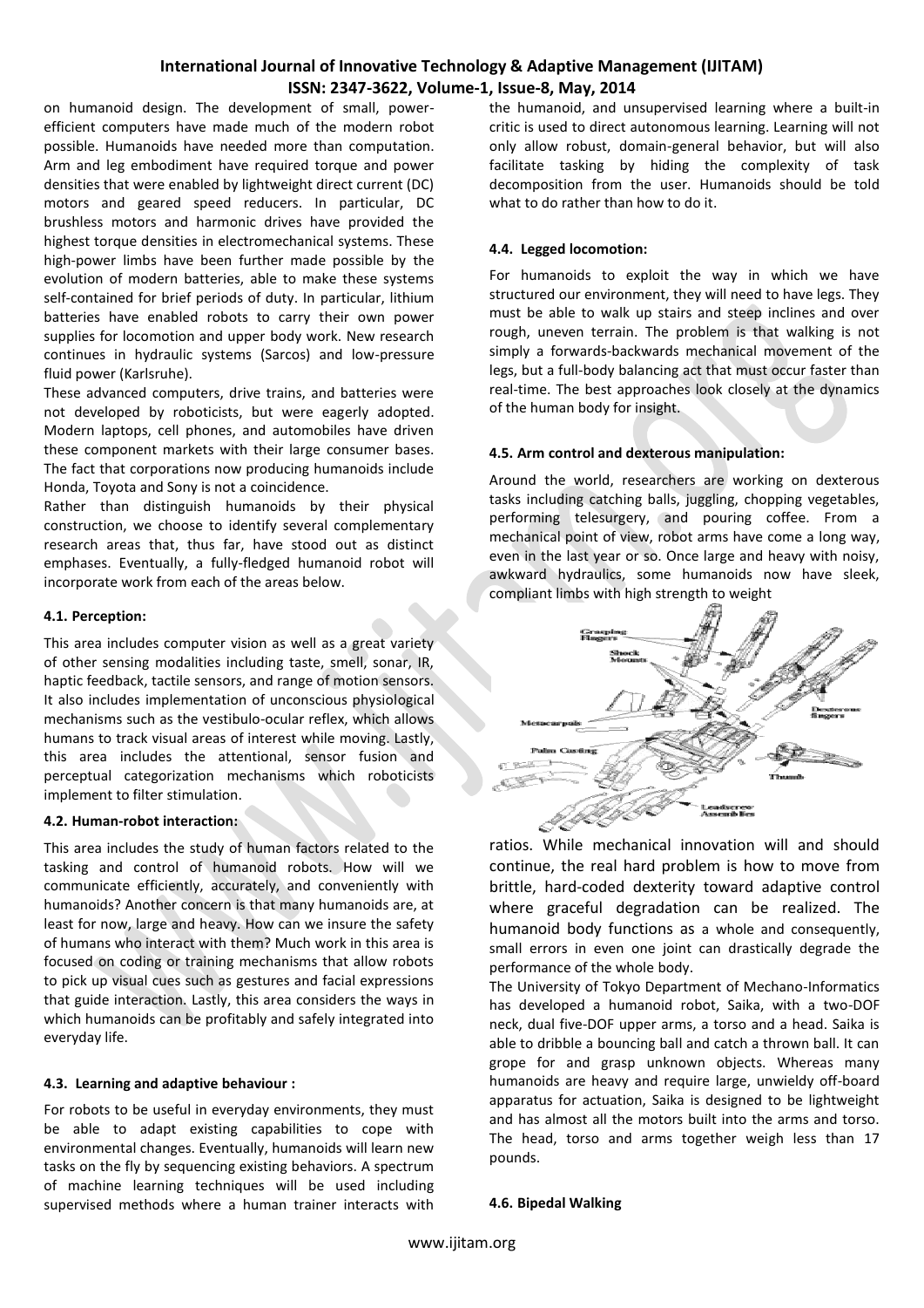on humanoid design. The development of small, power-efficient computers have made much of the modern robot possible. Humanoids have needed more than computation. Arm and leg embodiment have required torque and power densities that were enabled by lightweight direct current (DC) motors and geared speed reducers. In particular, DC brushless motors and harmonic drives have provided the highest torque densities in electromechanical systems. These high-power limbs have been further made possible by the evolution of modern batteries, able to make these systems self-contained for brief periods of duty. In particular, lithium batteries have enabled robots to carry their own power supplies for locomotion and upper body work. New research continues in hydraulic systems (Sarcos) and low-pressure fluid power (Karlsruhe).

These advanced computers, drive trains, and batteries were not developed by roboticists, but were eagerly adopted. Modern laptops, cell phones, and automobiles have driven these component markets with their large consumer bases. The fact that corporations now producing humanoids include Honda, Toyota and Sony is not a coincidence.

Rather than distinguish humanoids by their physical construction, we choose to identify several complementary research areas that, thus far, have stood out as distinct emphases. Eventually, a fully-fledged humanoid robot will incorporate work from each of the areas below.

#### 4.1. Perception:

This area includes computer vision as well as a great variety of other sensing modalities including taste, smell, sonar, IR, haptic feedback, tactile sensors, and range of motion sensors. It also includes implementation of unconscious physiological mechanisms such as the vestibulo-ocular reflex, which allows humans to track visual areas of interest while moving. Lastly, this area includes the attentional, sensor fusion and perceptual categorization mechanisms which roboticists implement to filter stimulation.

#### 4.2. Human-robot interaction:

This area includes the study of human factors related to the tasking and control of humanoid robots. How will we communicate efficiently, accurately, and conveniently with humanoids? Another concern is that many humanoids are, at least for now, large and heavy. How can we insure the safety of humans who interact with them? Much work in this area is focused on coding or training mechanisms that allow robots to pick up visual cues such as gestures and facial expressions that guide interaction. Lastly, this area considers the ways in which humanoids can be profitably and safely integrated into everyday life.

#### 4.3. Learning and adaptive behaviour :

For robots to be useful in everyday environments, they must be able to adapt existing capabilities to cope with environmental changes. Eventually, humanoids will learn new tasks on the fly by sequencing existing behaviors. A spectrum of machine learning techniques will be used including supervised methods where a human trainer interacts with the humanoid, and unsupervised learning where a built-in critic is used to direct autonomous learning. Learning will not only allow robust, domain-general behavior, but will also facilitate tasking by hiding the complexity of task decomposition from the user. Humanoids should be told what to do rather than how to do it.

#### 4.4. Legged locomotion:

For humanoids to exploit the way in which we have structured our environment, they will need to have legs. They must be able to walk up stairs and steep inclines and over rough, uneven terrain. The problem is that walking is not simply a forwards-backwards mechanical movement of the legs, but a full-body balancing act that must occur faster than real-time. The best approaches look closely at the dynamics of the human body for insight.

#### 4.5. Arm control and dexterous manipulation:

Around the world, researchers are working on dexterous tasks including catching balls, juggling, chopping vegetables, performing telesurgery, and pouring coffee. From a mechanical point of view, robot arms have come a long way, even in the last year or so. Once large and heavy with noisy, awkward hydraulics, some humanoids now have sleek, compliant limbs with high strength to weight

Grasping Fingers

Shock Mounts

Dexterous fingers

Metacarpals

Palm Casting

Thumb

Leadscrew Assemblies

ratios. While mechanical innovation will and should continue, the real hard problem is how to move from brittle, hard-coded dexterity toward adaptive control where graceful degradation can be realized. The humanoid body functions as a whole and consequently, small errors in even one joint can drastically degrade the performance of the whole body.

The University of Tokyo Department of Mechano-Informatics has developed a humanoid robot, Saika, with a two-DOF neck, dual five-DOF upper arms, a torso and a head. Saika is able to dribble a bouncing ball and catch a thrown ball. It can grope for and grasp unknown objects. Whereas many humanoids are heavy and require large, unwieldy off-board apparatus for actuation, Saika is designed to be lightweight and has almost all the motors built into the arms and torso. The head, torso and arms together weigh less than 17 pounds.

#### 4.6. Bipedal Walking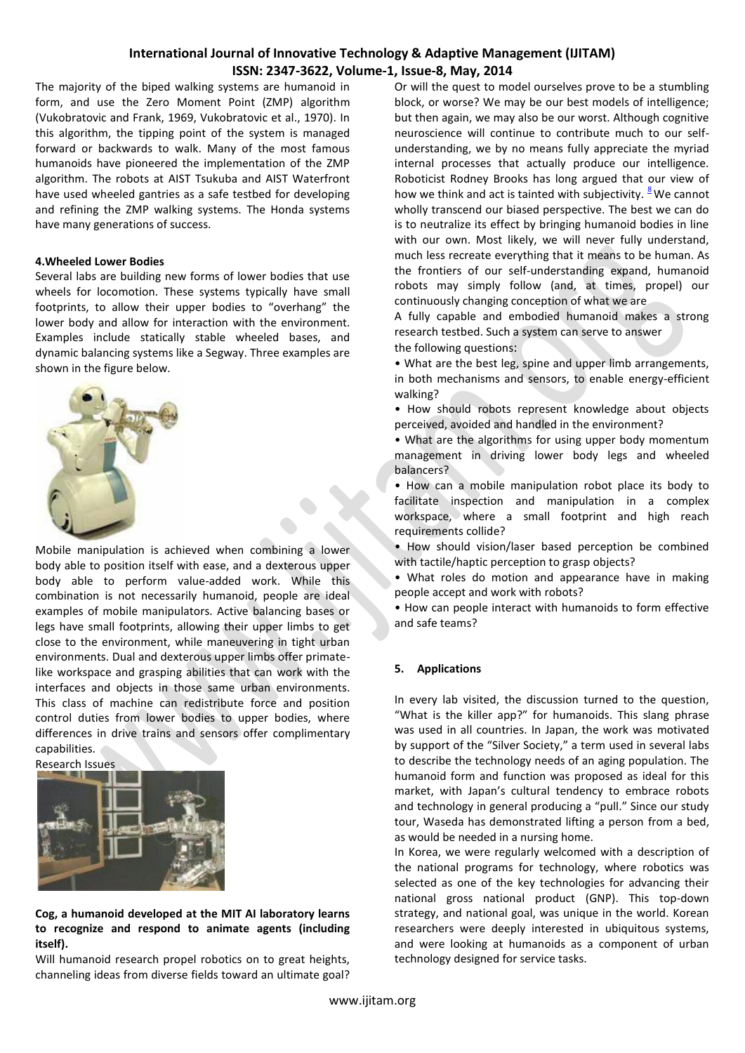The majority of the biped walking systems are humanoid in form, and use the Zero Moment Point (ZMP) algorithm (Vukobratovic and Frank, 1969, Vukobratovic et al., 1970). In this algorithm, the tipping point of the system is managed forward or backwards to walk. Many of the most famous humanoids have pioneered the implementation of the ZMP algorithm. The robots at AIST Tsukuba and AIST Waterfront have used wheeled gantries as a safe testbed for developing and refining the ZMP walking systems. The Honda systems have many generations of success.

### 4.Wheeled Lower Bodies

Several labs are building new forms of lower bodies that use wheels for locomotion. These systems typically have small footprints, to allow their upper bodies to "overhang" the lower body and allow for interaction with the environment. Examples include statically stable wheeled bases, and dynamic balancing systems like a Segway. Three examples are shown in the figure below.

Mobile manipulation is achieved when combining a lower body able to position itself with ease, and a dexterous upper body able to perform value-added work. While this combination is not necessarily humanoid, people are ideal examples of mobile manipulators. Active balancing bases or legs have small footprints, allowing their upper limbs to get close to the environment, while maneuvering in tight urban environments. Dual and dexterous upper limbs offer primate-like workspace and grasping abilities that can work with the interfaces and objects in those same urban environments. This class of machine can redistribute force and position control duties from lower bodies to upper bodies, where differences in drive trains and sensors offer complimentary capabilities.

Research Issues

**Cog, a humanoid developed at the MIT AI laboratory learns to recognize and respond to animate agents (including itself).**

Will humanoid research propel robotics on to great heights, channeling ideas from diverse fields toward an ultimate goal? Or will the quest to model ourselves prove to be a stumbling block, or worse? We may be our best models of intelligence; but then again, we may also be our worst. Although cognitive neuroscience will continue to contribute much to our self-understanding, we by no means fully appreciate the myriad internal processes that actually produce our intelligence. Roboticist Rodney Brooks has long argued that our view of how we think and act is tainted with subjectivity. [8] We cannot wholly transcend our biased perspective. The best we can do is to neutralize its effect by bringing humanoid bodies in line with our own. Most likely, we will never fully understand, much less recreate everything that it means to be human. As the frontiers of our self-understanding expand, humanoid robots may simply follow (and, at times, propel) our continuously changing conception of what we are

A fully capable and embodied humanoid makes a strong research testbed. Such a system can serve to answer the following questions:

- What are the best leg, spine and upper limb arrangements, in both mechanisms and sensors, to enable energy-efficient walking?
- How should robots represent knowledge about objects perceived, avoided and handled in the environment?
- What are the algorithms for using upper body momentum management in driving lower body legs and wheeled balancers?
- How can a mobile manipulation robot place its body to facilitate inspection and manipulation in a complex workspace, where a small footprint and high reach requirements collide?
- How should vision/laser based perception be combined with tactile/haptic perception to grasp objects?
- What roles do motion and appearance have in making people accept and work with robots?
- How can people interact with humanoids to form effective and safe teams?

### 5. Applications

In every lab visited, the discussion turned to the question, "What is the killer app?" for humanoids. This slang phrase was used in all countries. In Japan, the work was motivated by support of the "Silver Society," a term used in several labs to describe the technology needs of an aging population. The humanoid form and function was proposed as ideal for this market, with Japan's cultural tendency to embrace robots and technology in general producing a "pull." Since our study tour, Waseda has demonstrated lifting a person from a bed, as would be needed in a nursing home.

In Korea, we were regularly welcomed with a description of the national programs for technology, where robotics was selected as one of the key technologies for advancing their national gross national product (GNP). This top-down strategy, and national goal, was unique in the world. Korean researchers were deeply interested in ubiquitous systems, and were looking at humanoids as a component of urban technology designed for service tasks.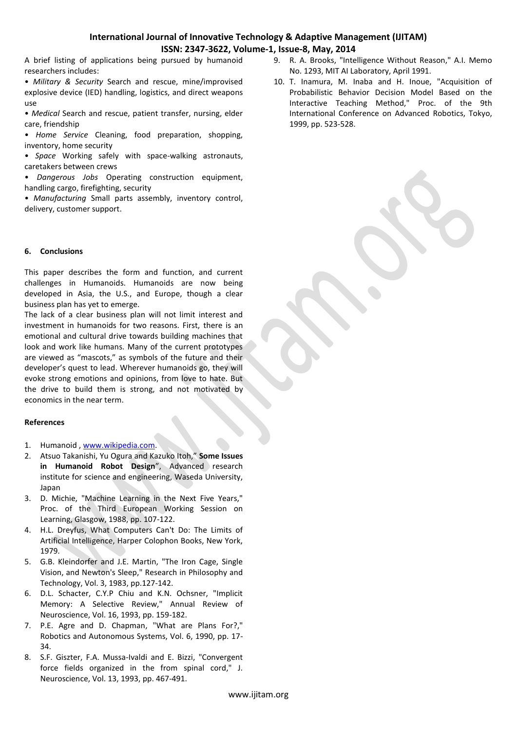A brief listing of applications being pursued by humanoid researchers includes:

• *Military & Security* Search and rescue, mine/improvised explosive device (IED) handling, logistics, and direct weapons use

• *Medical* Search and rescue, patient transfer, nursing, elder care, friendship

• *Home Service* Cleaning, food preparation, shopping, inventory, home security

• *Space* Working safely with space-walking astronauts, caretakers between crews

• *Dangerous Jobs* Operating construction equipment, handling cargo, firefighting, security

• *Manufacturing* Small parts assembly, inventory control, delivery, customer support.

## 6. Conclusions

This paper describes the form and function, and current challenges in Humanoids. Humanoids are now being developed in Asia, the U.S., and Europe, though a clear business plan has yet to emerge.

The lack of a clear business plan will not limit interest and investment in humanoids for two reasons. First, there is an emotional and cultural drive towards building machines that look and work like humans. Many of the current prototypes are viewed as "mascots," as symbols of the future and their developer's quest to lead. Wherever humanoids go, they will evoke strong emotions and opinions, from love to hate. But the drive to build them is strong, and not motivated by economics in the near term.

## References

1. Humanoid , www.wikipedia.com.
2. Atsuo Takanishi, Yu Ogura and Kazuko Itoh," **Some Issues in Humanoid Robot Design**", Advanced research institute for science and engineering, Waseda University, Japan
3. D. Michie, "Machine Learning in the Next Five Years," Proc. of the Third European Working Session on Learning, Glasgow, 1988, pp. 107-122.
4. H.L. Dreyfus, What Computers Can't Do: The Limits of Artificial Intelligence, Harper Colophon Books, New York, 1979.
5. G.B. Kleindorfer and J.E. Martin, "The Iron Cage, Single Vision, and Newton's Sleep," Research in Philosophy and Technology, Vol. 3, 1983, pp.127-142.
6. D.L. Schacter, C.Y.P Chiu and K.N. Ochsner, "Implicit Memory: A Selective Review," Annual Review of Neuroscience, Vol. 16, 1993, pp. 159-182.
7. P.E. Agre and D. Chapman, "What are Plans For?," Robotics and Autonomous Systems, Vol. 6, 1990, pp. 17-34.
8. S.F. Giszter, F.A. Mussa-Ivaldi and E. Bizzi, "Convergent force fields organized in the from spinal cord," J. Neuroscience, Vol. 13, 1993, pp. 467-491.
9. R. A. Brooks, "Intelligence Without Reason," A.I. Memo No. 1293, MIT AI Laboratory, April 1991.
10. T. Inamura, M. Inaba and H. Inoue, "Acquisition of Probabilistic Behavior Decision Model Based on the Interactive Teaching Method," Proc. of the 9th International Conference on Advanced Robotics, Tokyo, 1999, pp. 523-528.